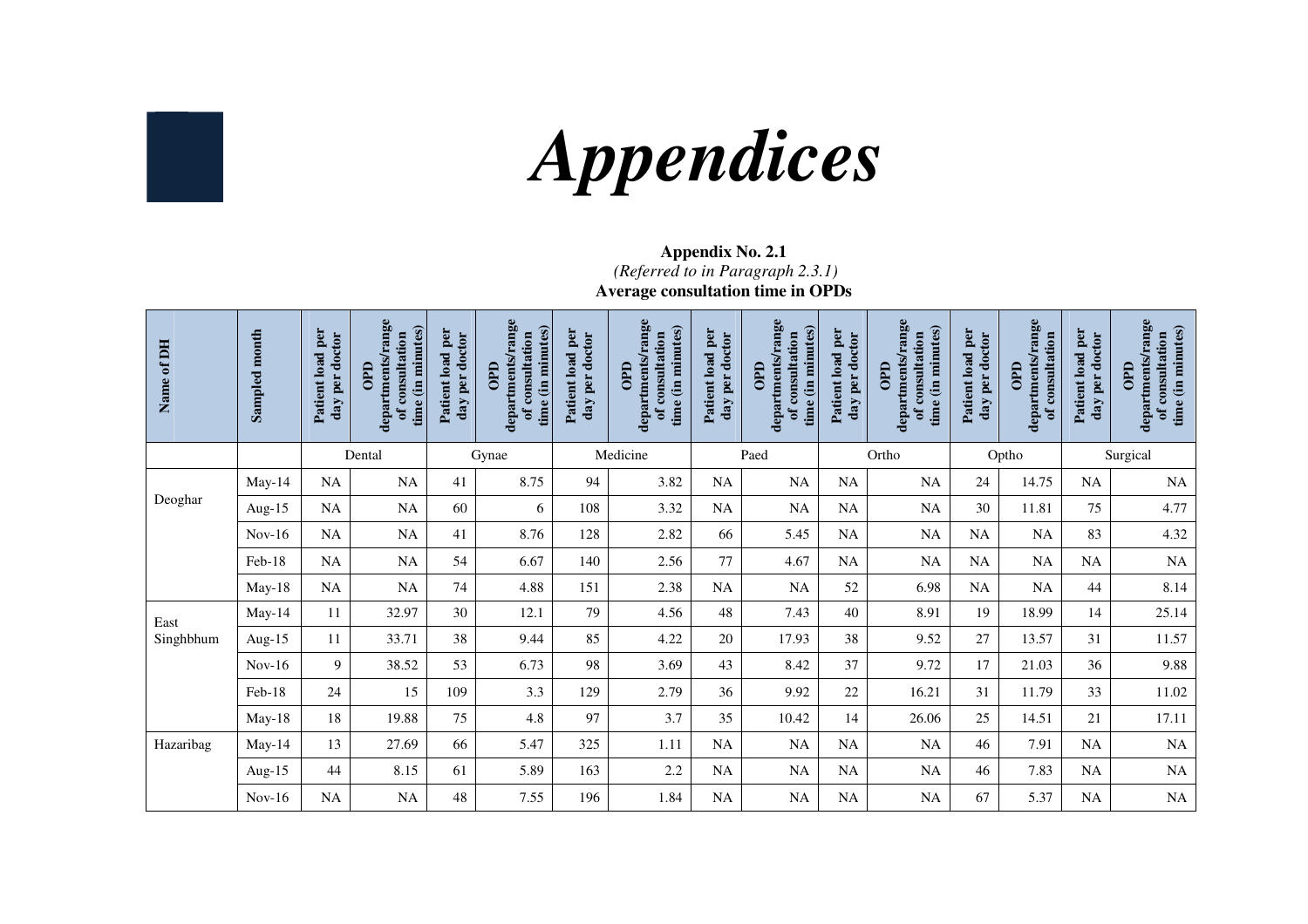# Appendices

**Appendix No. 2.1**

*(Referred to in Paragraph 2.3.1)*

**Average consultation time in OPDs**

| Name of DH | Sampled month | Patient load per day per doctor | OPD departments/range of consultation time (in minutes) | Patient load per day per doctor | OPD departments/range of consultation time (in minutes) | Patient load per day per doctor | OPD departments/range of consultation time (in minutes) | Patient load per day per doctor | OPD departments/range of consultation time (in minutes) | Patient load per day per doctor | OPD departments/range of consultation time (in minutes) | Patient load per day per doctor | OPD departments/range of consultation | Patient load per day per doctor | OPD departments/range of consultation time (in minutes) |
|---|---|---|---|---|---|---|---|---|---|---|---|---|---|---|---|
| | | Dental | | Gynae | | Medicine | | Paed | | Ortho | | Optho | | Surgical | |
| Deoghar | May-14 | NA | NA | 41 | 8.75 | 94 | 3.82 | NA | NA | NA | NA | 24 | 14.75 | NA | NA |
| | Aug-15 | NA | NA | 60 | 6 | 108 | 3.32 | NA | NA | NA | NA | 30 | 11.81 | 75 | 4.77 |
| | Nov-16 | NA | NA | 41 | 8.76 | 128 | 2.82 | 66 | 5.45 | NA | NA | NA | NA | 83 | 4.32 |
| | Feb-18 | NA | NA | 54 | 6.67 | 140 | 2.56 | 77 | 4.67 | NA | NA | NA | NA | NA | NA |
| | May-18 | NA | NA | 74 | 4.88 | 151 | 2.38 | NA | NA | 52 | 6.98 | NA | NA | 44 | 8.14 |
| East Singhbhum | May-14 | 11 | 32.97 | 30 | 12.1 | 79 | 4.56 | 48 | 7.43 | 40 | 8.91 | 19 | 18.99 | 14 | 25.14 |
| | Aug-15 | 11 | 33.71 | 38 | 9.44 | 85 | 4.22 | 20 | 17.93 | 38 | 9.52 | 27 | 13.57 | 31 | 11.57 |
| | Nov-16 | 9 | 38.52 | 53 | 6.73 | 98 | 3.69 | 43 | 8.42 | 37 | 9.72 | 17 | 21.03 | 36 | 9.88 |
| | Feb-18 | 24 | 15 | 109 | 3.3 | 129 | 2.79 | 36 | 9.92 | 22 | 16.21 | 31 | 11.79 | 33 | 11.02 |
| | May-18 | 18 | 19.88 | 75 | 4.8 | 97 | 3.7 | 35 | 10.42 | 14 | 26.06 | 25 | 14.51 | 21 | 17.11 |
| Hazaribag | May-14 | 13 | 27.69 | 66 | 5.47 | 325 | 1.11 | NA | NA | NA | NA | 46 | 7.91 | NA | NA |
| | Aug-15 | 44 | 8.15 | 61 | 5.89 | 163 | 2.2 | NA | NA | NA | NA | 46 | 7.83 | NA | NA |
| | Nov-16 | NA | NA | 48 | 7.55 | 196 | 1.84 | NA | NA | NA | NA | 67 | 5.37 | NA | NA |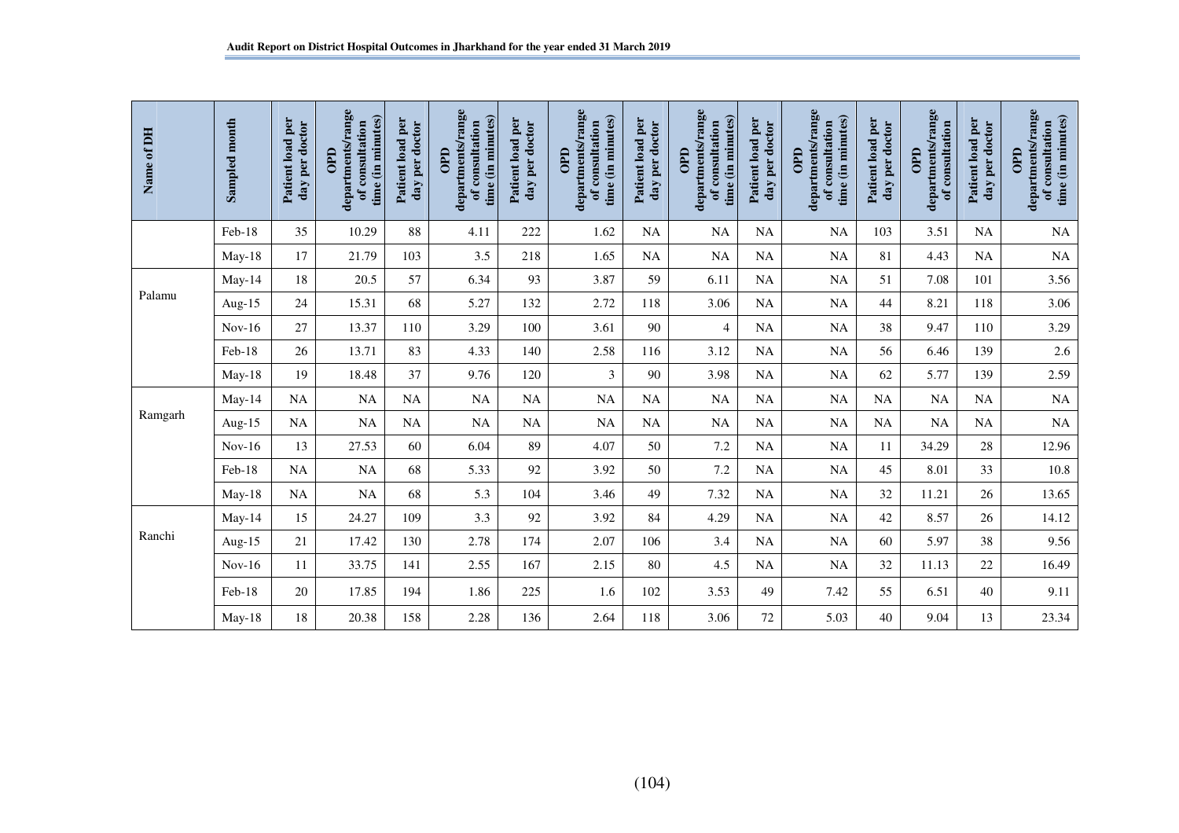| Name of DH | Sampled month | Patient load per day per doctor | OPD departments/range of consultation time (in minutes) | Patient load per day per doctor | OPD departments/range of consultation time (in minutes) | Patient load per day per doctor | OPD departments/range of consultation time (in minutes) | Patient load per day per doctor | OPD departments/range of consultation time (in minutes) | Patient load per day per doctor | OPD departments/range of consultation time (in minutes) | Patient load per day per doctor | OPD departments/range of consultation | Patient load per day per doctor | OPD departments/range of consultation time (in minutes) |
|---|---|---|---|---|---|---|---|---|---|---|---|---|---|---|---|
| | Feb-18 | 35 | 10.29 | 88 | 4.11 | 222 | 1.62 | NA | NA | NA | NA | 103 | 3.51 | NA | NA |
| | May-18 | 17 | 21.79 | 103 | 3.5 | 218 | 1.65 | NA | NA | NA | NA | 81 | 4.43 | NA | NA |
| Palamu | May-14 | 18 | 20.5 | 57 | 6.34 | 93 | 3.87 | 59 | 6.11 | NA | NA | 51 | 7.08 | 101 | 3.56 |
| | Aug-15 | 24 | 15.31 | 68 | 5.27 | 132 | 2.72 | 118 | 3.06 | NA | NA | 44 | 8.21 | 118 | 3.06 |
| | Nov-16 | 27 | 13.37 | 110 | 3.29 | 100 | 3.61 | 90 | 4 | NA | NA | 38 | 9.47 | 110 | 3.29 |
| | Feb-18 | 26 | 13.71 | 83 | 4.33 | 140 | 2.58 | 116 | 3.12 | NA | NA | 56 | 6.46 | 139 | 2.6 |
| | May-18 | 19 | 18.48 | 37 | 9.76 | 120 | 3 | 90 | 3.98 | NA | NA | 62 | 5.77 | 139 | 2.59 |
| Ramgarh | May-14 | NA | NA | NA | NA | NA | NA | NA | NA | NA | NA | NA | NA | NA | NA |
| | Aug-15 | NA | NA | NA | NA | NA | NA | NA | NA | NA | NA | NA | NA | NA | NA |
| | Nov-16 | 13 | 27.53 | 60 | 6.04 | 89 | 4.07 | 50 | 7.2 | NA | NA | 11 | 34.29 | 28 | 12.96 |
| | Feb-18 | NA | NA | 68 | 5.33 | 92 | 3.92 | 50 | 7.2 | NA | NA | 45 | 8.01 | 33 | 10.8 |
| | May-18 | NA | NA | 68 | 5.3 | 104 | 3.46 | 49 | 7.32 | NA | NA | 32 | 11.21 | 26 | 13.65 |
| Ranchi | May-14 | 15 | 24.27 | 109 | 3.3 | 92 | 3.92 | 84 | 4.29 | NA | NA | 42 | 8.57 | 26 | 14.12 |
| | Aug-15 | 21 | 17.42 | 130 | 2.78 | 174 | 2.07 | 106 | 3.4 | NA | NA | 60 | 5.97 | 38 | 9.56 |
| | Nov-16 | 11 | 33.75 | 141 | 2.55 | 167 | 2.15 | 80 | 4.5 | NA | NA | 32 | 11.13 | 22 | 16.49 |
| | Feb-18 | 20 | 17.85 | 194 | 1.86 | 225 | 1.6 | 102 | 3.53 | 49 | 7.42 | 55 | 6.51 | 40 | 9.11 |
| | May-18 | 18 | 20.38 | 158 | 2.28 | 136 | 2.64 | 118 | 3.06 | 72 | 5.03 | 40 | 9.04 | 13 | 23.34 |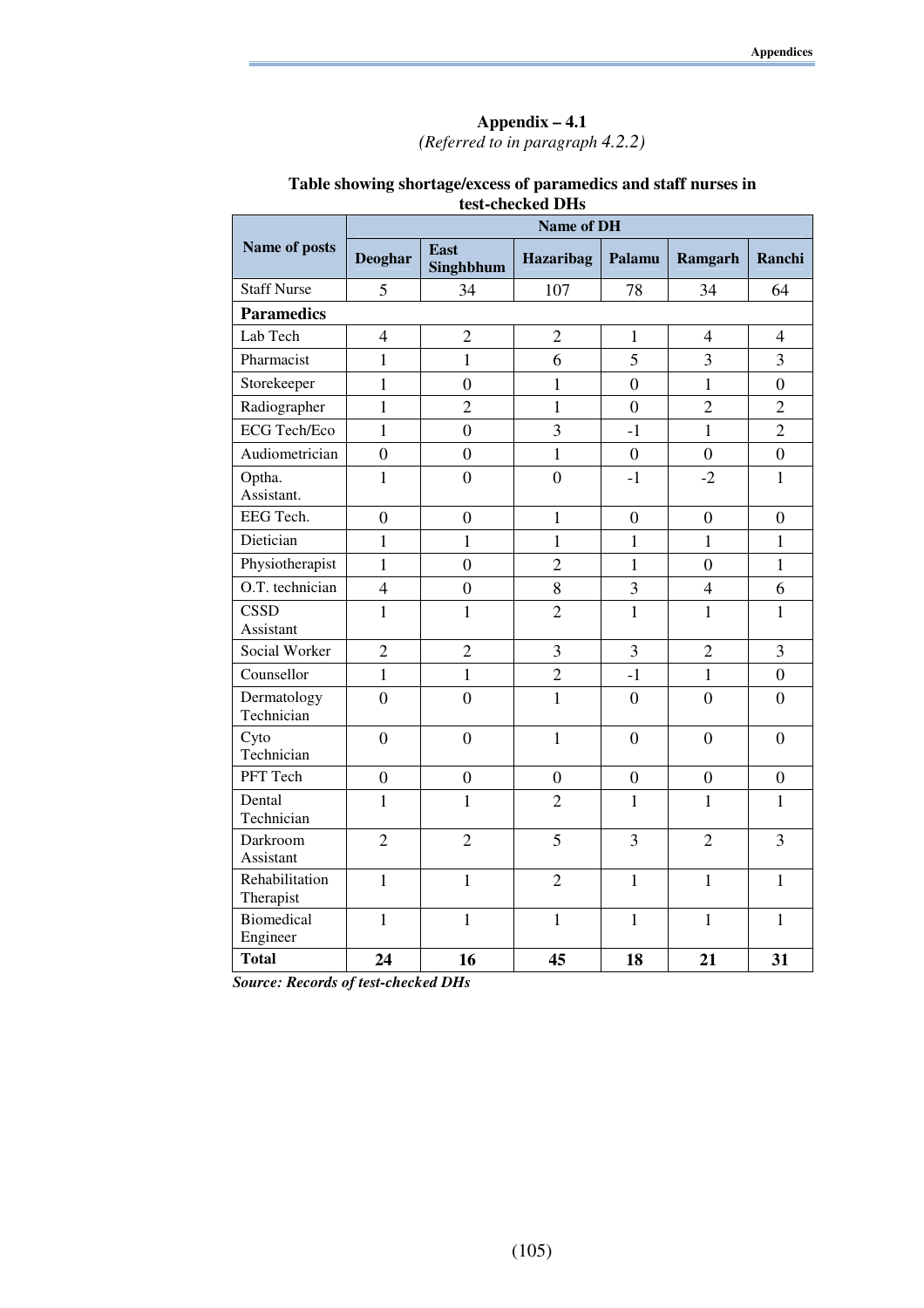## Appendix – 4.1

*(Referred to in paragraph 4.2.2)*

**Table showing shortage/excess of paramedics and staff nurses in test-checked DHs**

| Name of posts | Name of DH | | | | | |
|---|---|---|---|---|---|---|
| | **Deoghar** | **East Singhbhum** | **Hazaribag** | **Palamu** | **Ramgarh** | **Ranchi** |
| Staff Nurse | 5 | 34 | 107 | 78 | 34 | 64 |
| **Paramedics** | | | | | | |
| Lab Tech | 4 | 2 | 2 | 1 | 4 | 4 |
| Pharmacist | 1 | 1 | 6 | 5 | 3 | 3 |
| Storekeeper | 1 | 0 | 1 | 0 | 1 | 0 |
| Radiographer | 1 | 2 | 1 | 0 | 2 | 2 |
| ECG Tech/Eco | 1 | 0 | 3 | -1 | 1 | 2 |
| Audiometrician | 0 | 0 | 1 | 0 | 0 | 0 |
| Optha. Assistant. | 1 | 0 | 0 | -1 | -2 | 1 |
| EEG Tech. | 0 | 0 | 1 | 0 | 0 | 0 |
| Dietician | 1 | 1 | 1 | 1 | 1 | 1 |
| Physiotherapist | 1 | 0 | 2 | 1 | 0 | 1 |
| O.T. technician | 4 | 0 | 8 | 3 | 4 | 6 |
| CSSD Assistant | 1 | 1 | 2 | 1 | 1 | 1 |
| Social Worker | 2 | 2 | 3 | 3 | 2 | 3 |
| Counsellor | 1 | 1 | 2 | -1 | 1 | 0 |
| Dermatology Technician | 0 | 0 | 1 | 0 | 0 | 0 |
| Cyto Technician | 0 | 0 | 1 | 0 | 0 | 0 |
| PFT Tech | 0 | 0 | 0 | 0 | 0 | 0 |
| Dental Technician | 1 | 1 | 2 | 1 | 1 | 1 |
| Darkroom Assistant | 2 | 2 | 5 | 3 | 2 | 3 |
| Rehabilitation Therapist | 1 | 1 | 2 | 1 | 1 | 1 |
| Biomedical Engineer | 1 | 1 | 1 | 1 | 1 | 1 |
| **Total** | **24** | **16** | **45** | **18** | **21** | **31** |

***Source: Records of test-checked DHs***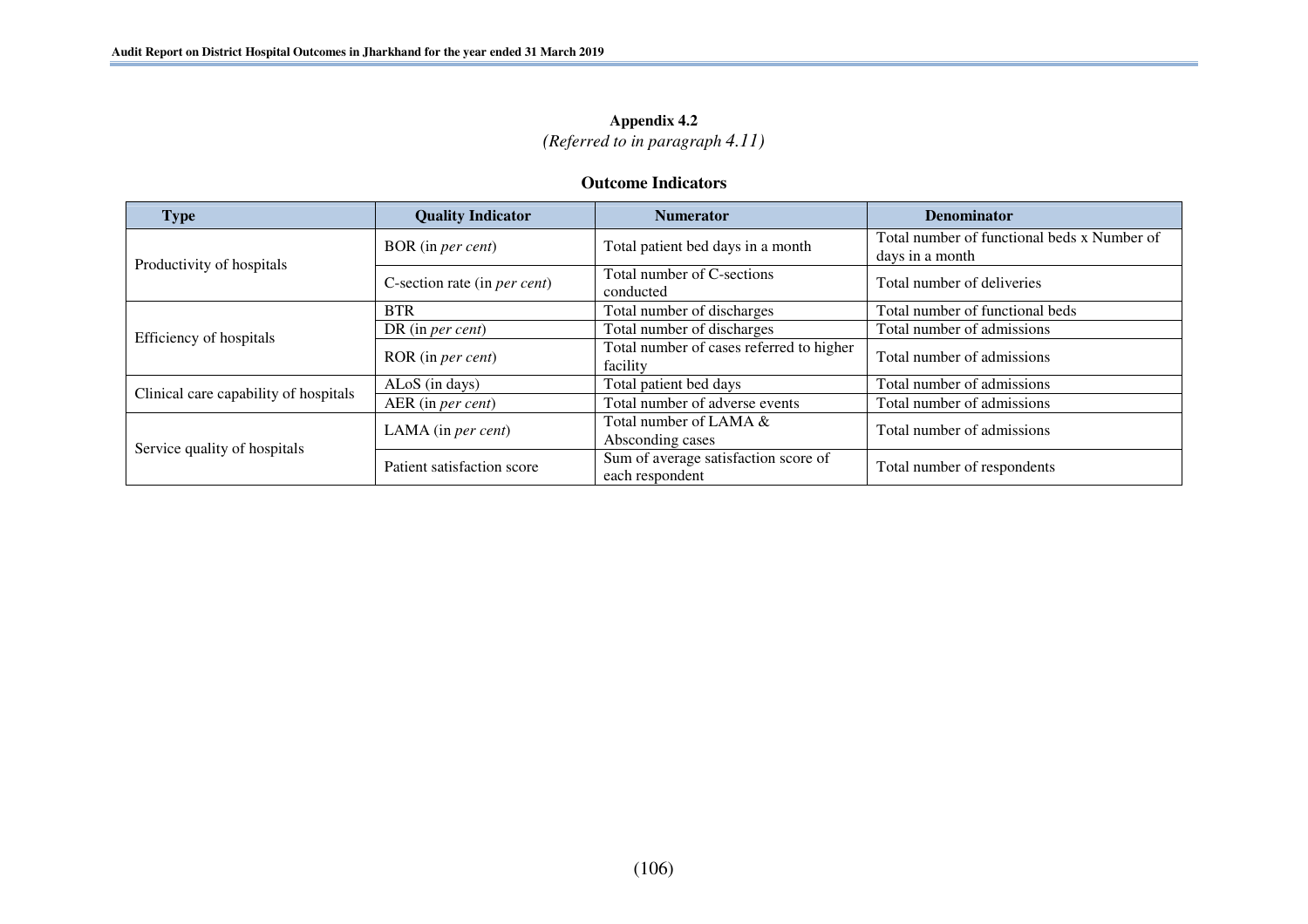**Appendix 4.2**

*(Referred to in paragraph 4.11)*

**Outcome Indicators**

| Type | Quality Indicator | Numerator | Denominator |
|---|---|---|---|
| Productivity of hospitals | BOR (in *per cent*) | Total patient bed days in a month | Total number of functional beds x Number of days in a month |
| | C-section rate (in *per cent*) | Total number of C-sections conducted | Total number of deliveries |
| Efficiency of hospitals | BTR | Total number of discharges | Total number of functional beds |
| | DR (in *per cent*) | Total number of discharges | Total number of admissions |
| | ROR (in *per cent*) | Total number of cases referred to higher facility | Total number of admissions |
| Clinical care capability of hospitals | ALoS (in days) | Total patient bed days | Total number of admissions |
| | AER (in *per cent*) | Total number of adverse events | Total number of admissions |
| Service quality of hospitals | LAMA (in *per cent*) | Total number of LAMA & Absconding cases | Total number of admissions |
| | Patient satisfaction score | Sum of average satisfaction score of each respondent | Total number of respondents |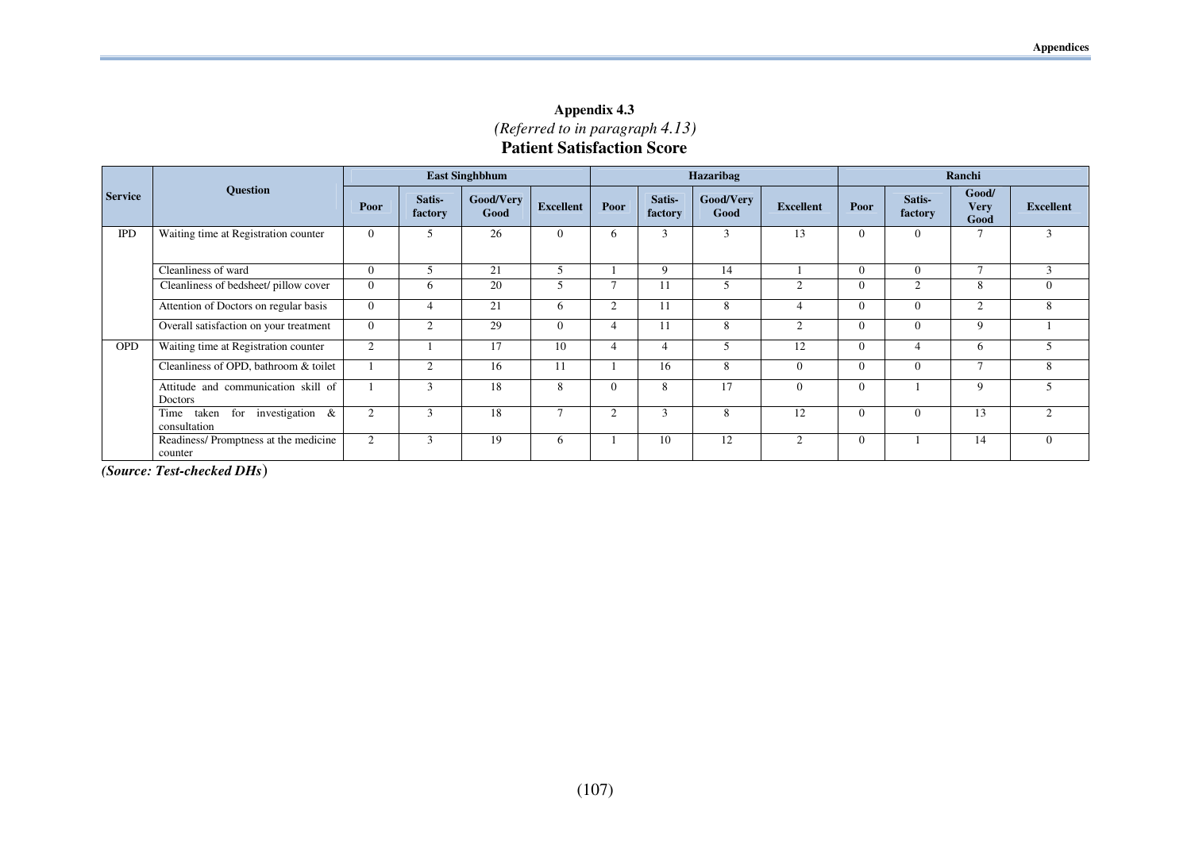# Appendix 4.3

*(Referred to in paragraph 4.13)*

**Patient Satisfaction Score**

| Service | Question | East Singhbhum | | | | Hazaribag | | | | Ranchi | | | |
|---|---|---|---|---|---|---|---|---|---|---|---|---|---|
| | | Poor | Satis-factory | Good/Very Good | Excellent | Poor | Satis-factory | Good/Very Good | Excellent | Poor | Satis-factory | Good/ Very Good | Excellent |
| IPD | Waiting time at Registration counter | 0 | 5 | 26 | 0 | 6 | 3 | 3 | 13 | 0 | 0 | 7 | 3 |
| | Cleanliness of ward | 0 | 5 | 21 | 5 | 1 | 9 | 14 | 1 | 0 | 0 | 7 | 3 |
| | Cleanliness of bedsheet/ pillow cover | 0 | 6 | 20 | 5 | 7 | 11 | 5 | 2 | 0 | 2 | 8 | 0 |
| | Attention of Doctors on regular basis | 0 | 4 | 21 | 6 | 2 | 11 | 8 | 4 | 0 | 0 | 2 | 8 |
| | Overall satisfaction on your treatment | 0 | 2 | 29 | 0 | 4 | 11 | 8 | 2 | 0 | 0 | 9 | 1 |
| OPD | Waiting time at Registration counter | 2 | 1 | 17 | 10 | 4 | 4 | 5 | 12 | 0 | 4 | 6 | 5 |
| | Cleanliness of OPD, bathroom & toilet | 1 | 2 | 16 | 11 | 1 | 16 | 8 | 0 | 0 | 0 | 7 | 8 |
| | Attitude and communication skill of Doctors | 1 | 3 | 18 | 8 | 0 | 8 | 17 | 0 | 0 | 1 | 9 | 5 |
| | Time taken for investigation & consultation | 2 | 3 | 18 | 7 | 2 | 3 | 8 | 12 | 0 | 0 | 13 | 2 |
| | Readiness/ Promptness at the medicine counter | 2 | 3 | 19 | 6 | 1 | 10 | 12 | 2 | 0 | 1 | 14 | 0 |

***(Source: Test-checked DHs)***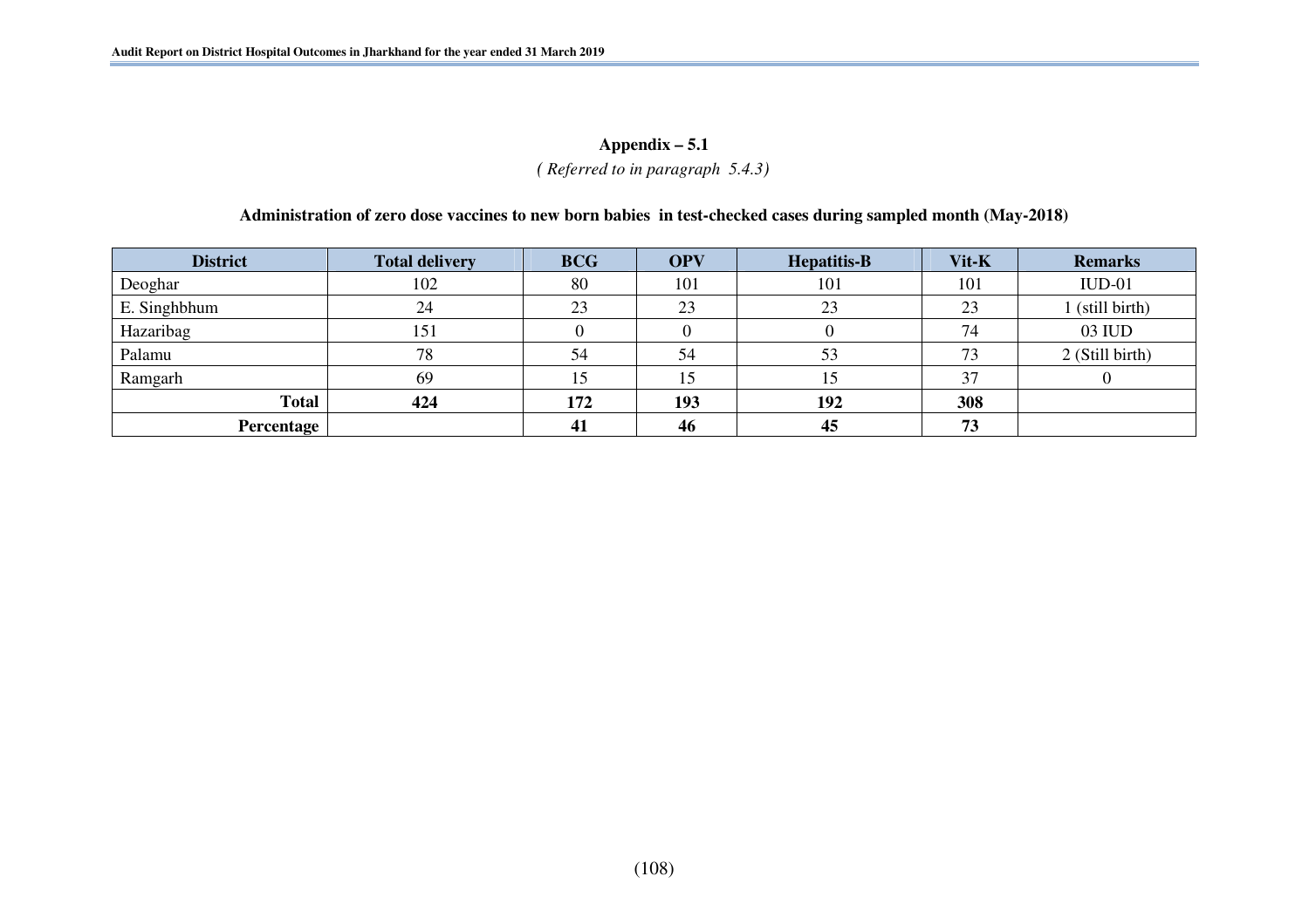## Appendix – 5.1

*( Referred to in paragraph 5.4.3)*

### Administration of zero dose vaccines to new born babies in test-checked cases during sampled month (May-2018)

| District | Total delivery | BCG | OPV | Hepatitis-B | Vit-K | Remarks |
|---|---|---|---|---|---|---|
| Deoghar | 102 | 80 | 101 | 101 | 101 | IUD-01 |
| E. Singhbhum | 24 | 23 | 23 | 23 | 23 | 1 (still birth) |
| Hazaribag | 151 | 0 | 0 | 0 | 74 | 03 IUD |
| Palamu | 78 | 54 | 54 | 53 | 73 | 2 (Still birth) |
| Ramgarh | 69 | 15 | 15 | 15 | 37 | 0 |
| **Total** | **424** | **172** | **193** | **192** | **308** | |
| **Percentage** | | **41** | **46** | **45** | **73** | |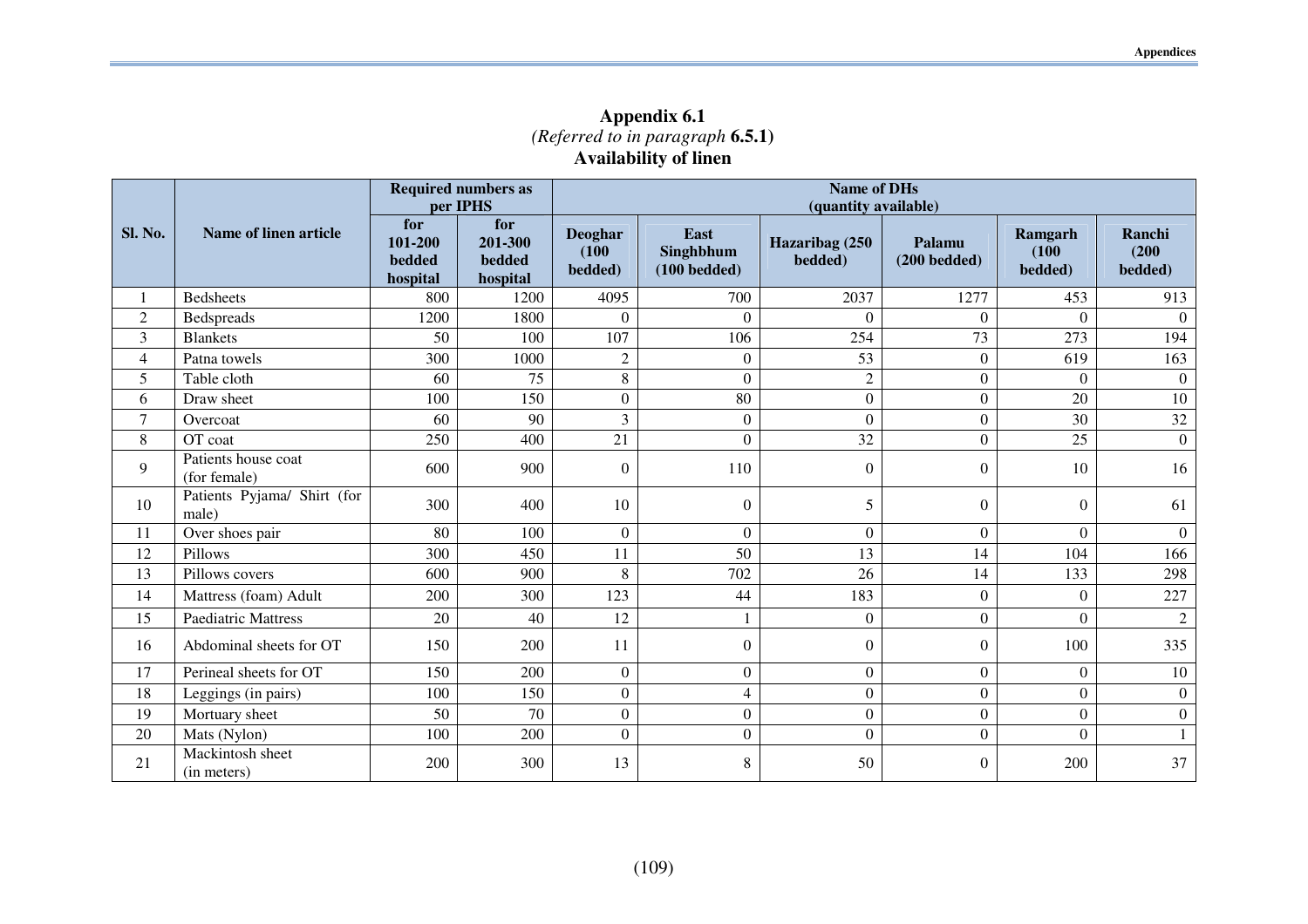## Appendix 6.1

*(Referred to in paragraph* **6.5.1)**

**Availability of linen**

| Sl. No. | Name of linen article | Required numbers as per IPHS | | Name of DHs (quantity available) | | | | | |
|---|---|---|---|---|---|---|---|---|---|
| | | for 101-200 bedded hospital | for 201-300 bedded hospital | Deoghar (100 bedded) | East Singhbhum (100 bedded) | Hazaribag (250 bedded) | Palamu (200 bedded) | Ramgarh (100 bedded) | Ranchi (200 bedded) |
| 1 | Bedsheets | 800 | 1200 | 4095 | 700 | 2037 | 1277 | 453 | 913 |
| 2 | Bedspreads | 1200 | 1800 | 0 | 0 | 0 | 0 | 0 | 0 |
| 3 | Blankets | 50 | 100 | 107 | 106 | 254 | 73 | 273 | 194 |
| 4 | Patna towels | 300 | 1000 | 2 | 0 | 53 | 0 | 619 | 163 |
| 5 | Table cloth | 60 | 75 | 8 | 0 | 2 | 0 | 0 | 0 |
| 6 | Draw sheet | 100 | 150 | 0 | 80 | 0 | 0 | 20 | 10 |
| 7 | Overcoat | 60 | 90 | 3 | 0 | 0 | 0 | 30 | 32 |
| 8 | OT coat | 250 | 400 | 21 | 0 | 32 | 0 | 25 | 0 |
| 9 | Patients house coat (for female) | 600 | 900 | 0 | 110 | 0 | 0 | 10 | 16 |
| 10 | Patients Pyjama/ Shirt (for male) | 300 | 400 | 10 | 0 | 5 | 0 | 0 | 61 |
| 11 | Over shoes pair | 80 | 100 | 0 | 0 | 0 | 0 | 0 | 0 |
| 12 | Pillows | 300 | 450 | 11 | 50 | 13 | 14 | 104 | 166 |
| 13 | Pillows covers | 600 | 900 | 8 | 702 | 26 | 14 | 133 | 298 |
| 14 | Mattress (foam) Adult | 200 | 300 | 123 | 44 | 183 | 0 | 0 | 227 |
| 15 | Paediatric Mattress | 20 | 40 | 12 | 1 | 0 | 0 | 0 | 2 |
| 16 | Abdominal sheets for OT | 150 | 200 | 11 | 0 | 0 | 0 | 100 | 335 |
| 17 | Perineal sheets for OT | 150 | 200 | 0 | 0 | 0 | 0 | 0 | 10 |
| 18 | Leggings (in pairs) | 100 | 150 | 0 | 4 | 0 | 0 | 0 | 0 |
| 19 | Mortuary sheet | 50 | 70 | 0 | 0 | 0 | 0 | 0 | 0 |
| 20 | Mats (Nylon) | 100 | 200 | 0 | 0 | 0 | 0 | 0 | 1 |
| 21 | Mackintosh sheet (in meters) | 200 | 300 | 13 | 8 | 50 | 0 | 200 | 37 |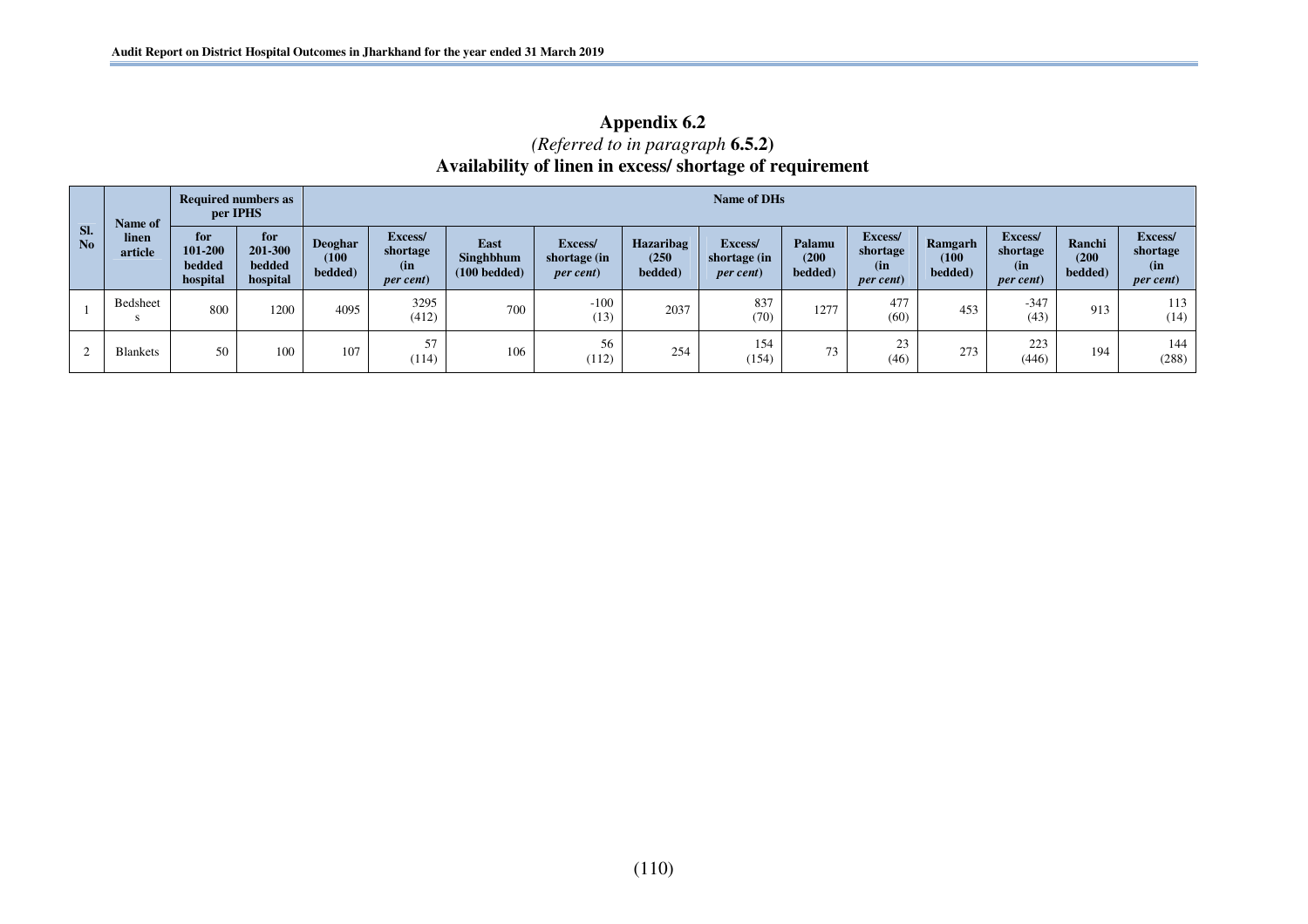## Appendix 6.2

*(Referred to in paragraph* **6.5.2)**

### Availability of linen in excess/ shortage of requirement

| Sl. No | Name of linen article | Required numbers as per IPHS | | Name of DHs | | | | | | | | | | | |
|---|---|---|---|---|---|---|---|---|---|---|---|---|---|---|---|
| | | for 101-200 bedded hospital | for 201-300 bedded hospital | Deoghar (100 bedded) | Excess/ shortage (in *per cent*) | East Singhbhum (100 bedded) | Excess/ shortage (in *per cent*) | Hazaribag (250 bedded) | Excess/ shortage (in *per cent*) | Palamu (200 bedded) | Excess/ shortage (in *per cent*) | Ramgarh (100 bedded) | Excess/ shortage (in *per cent*) | Ranchi (200 bedded) | Excess/ shortage (in *per cent*) |
| 1 | Bedsheets | 800 | 1200 | 4095 | 3295 (412) | 700 | -100 (13) | 2037 | 837 (70) | 1277 | 477 (60) | 453 | -347 (43) | 913 | 113 (14) |
| 2 | Blankets | 50 | 100 | 107 | 57 (114) | 106 | 56 (112) | 254 | 154 (154) | 73 | 23 (46) | 273 | 223 (446) | 194 | 144 (288) |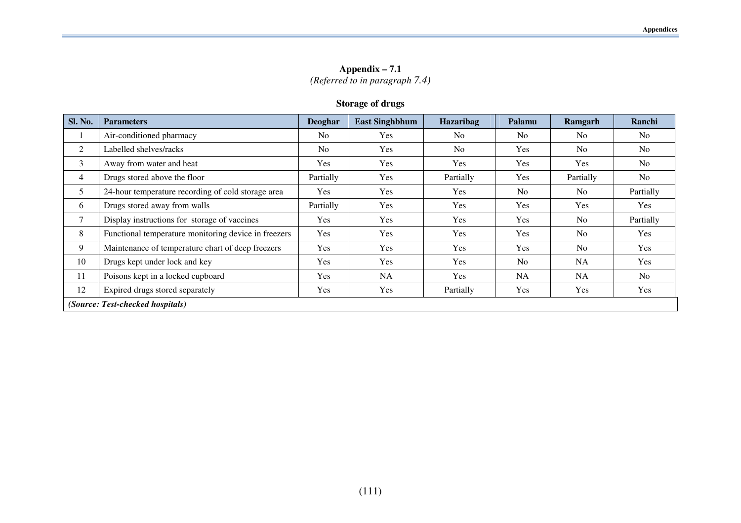## Appendix – 7.1

*(Referred to in paragraph 7.4)*

### Storage of drugs

| Sl. No. | Parameters | Deoghar | East Singhbhum | Hazaribag | Palamu | Ramgarh | Ranchi |
|---|---|---|---|---|---|---|---|
| 1 | Air-conditioned pharmacy | No | Yes | No | No | No | No |
| 2 | Labelled shelves/racks | No | Yes | No | Yes | No | No |
| 3 | Away from water and heat | Yes | Yes | Yes | Yes | Yes | No |
| 4 | Drugs stored above the floor | Partially | Yes | Partially | Yes | Partially | No |
| 5 | 24-hour temperature recording of cold storage area | Yes | Yes | Yes | No | No | Partially |
| 6 | Drugs stored away from walls | Partially | Yes | Yes | Yes | Yes | Yes |
| 7 | Display instructions for storage of vaccines | Yes | Yes | Yes | Yes | No | Partially |
| 8 | Functional temperature monitoring device in freezers | Yes | Yes | Yes | Yes | No | Yes |
| 9 | Maintenance of temperature chart of deep freezers | Yes | Yes | Yes | Yes | No | Yes |
| 10 | Drugs kept under lock and key | Yes | Yes | Yes | No | NA | Yes |
| 11 | Poisons kept in a locked cupboard | Yes | NA | Yes | NA | NA | No |
| 12 | Expired drugs stored separately | Yes | Yes | Partially | Yes | Yes | Yes |

***(Source: Test-checked hospitals)***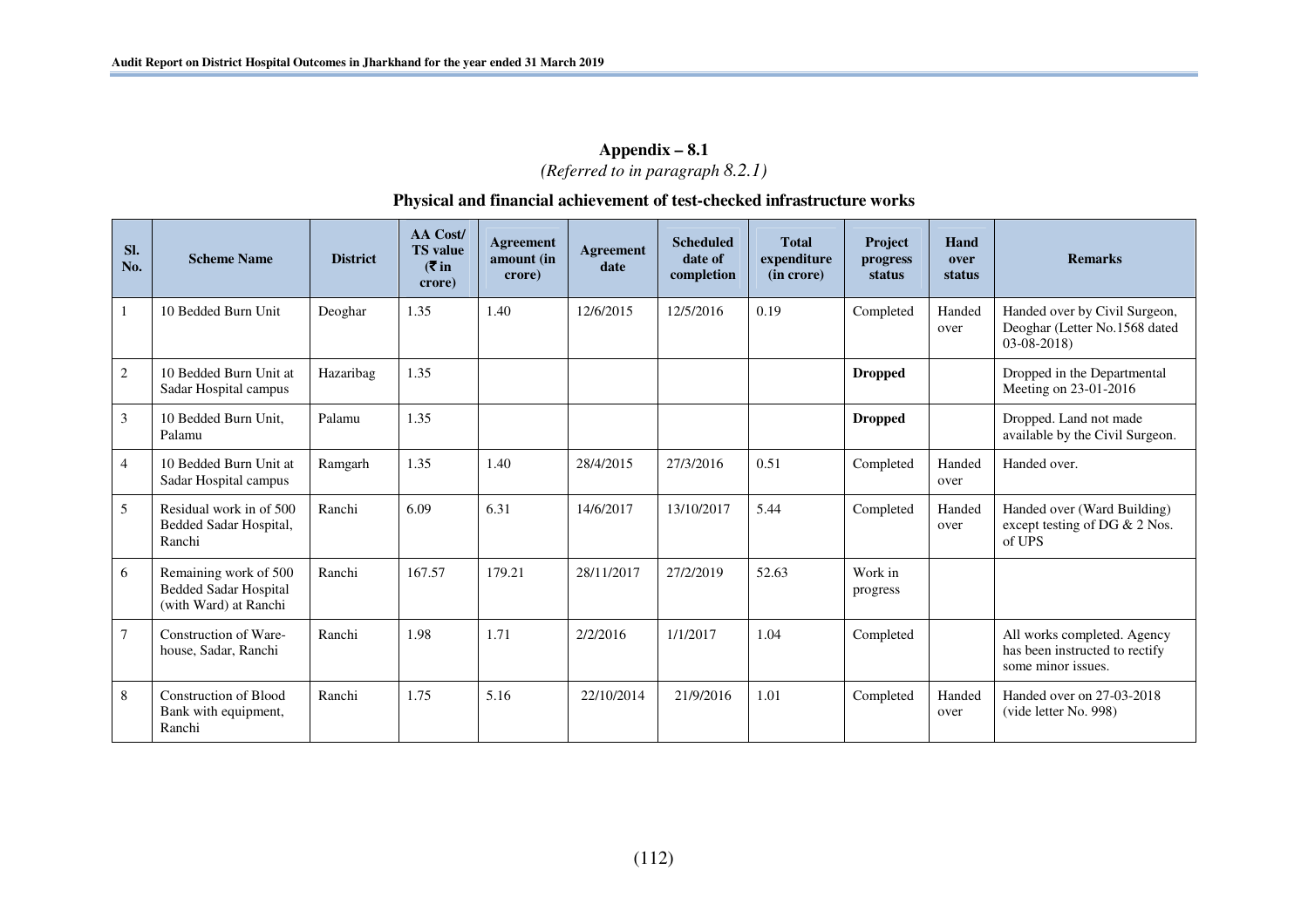## Appendix – 8.1

*(Referred to in paragraph 8.2.1)*

### Physical and financial achievement of test-checked infrastructure works

| Sl. No. | Scheme Name | District | AA Cost/ TS value (₹ in crore) | Agreement amount (in crore) | Agreement date | Scheduled date of completion | Total expenditure (in crore) | Project progress status | Hand over status | Remarks |
|---|---|---|---|---|---|---|---|---|---|---|
| 1 | 10 Bedded Burn Unit | Deoghar | 1.35 | 1.40 | 12/6/2015 | 12/5/2016 | 0.19 | Completed | Handed over | Handed over by Civil Surgeon, Deoghar (Letter No.1568 dated 03-08-2018) |
| 2 | 10 Bedded Burn Unit at Sadar Hospital campus | Hazaribag | 1.35 | | | | | **Dropped** | | Dropped in the Departmental Meeting on 23-01-2016 |
| 3 | 10 Bedded Burn Unit, Palamu | Palamu | 1.35 | | | | | **Dropped** | | Dropped. Land not made available by the Civil Surgeon. |
| 4 | 10 Bedded Burn Unit at Sadar Hospital campus | Ramgarh | 1.35 | 1.40 | 28/4/2015 | 27/3/2016 | 0.51 | Completed | Handed over | Handed over. |
| 5 | Residual work in of 500 Bedded Sadar Hospital, Ranchi | Ranchi | 6.09 | 6.31 | 14/6/2017 | 13/10/2017 | 5.44 | Completed | Handed over | Handed over (Ward Building) except testing of DG & 2 Nos. of UPS |
| 6 | Remaining work of 500 Bedded Sadar Hospital (with Ward) at Ranchi | Ranchi | 167.57 | 179.21 | 28/11/2017 | 27/2/2019 | 52.63 | Work in progress | | |
| 7 | Construction of Ware-house, Sadar, Ranchi | Ranchi | 1.98 | 1.71 | 2/2/2016 | 1/1/2017 | 1.04 | Completed | | All works completed. Agency has been instructed to rectify some minor issues. |
| 8 | Construction of Blood Bank with equipment, Ranchi | Ranchi | 1.75 | 5.16 | 22/10/2014 | 21/9/2016 | 1.01 | Completed | Handed over | Handed over on 27-03-2018 (vide letter No. 998) |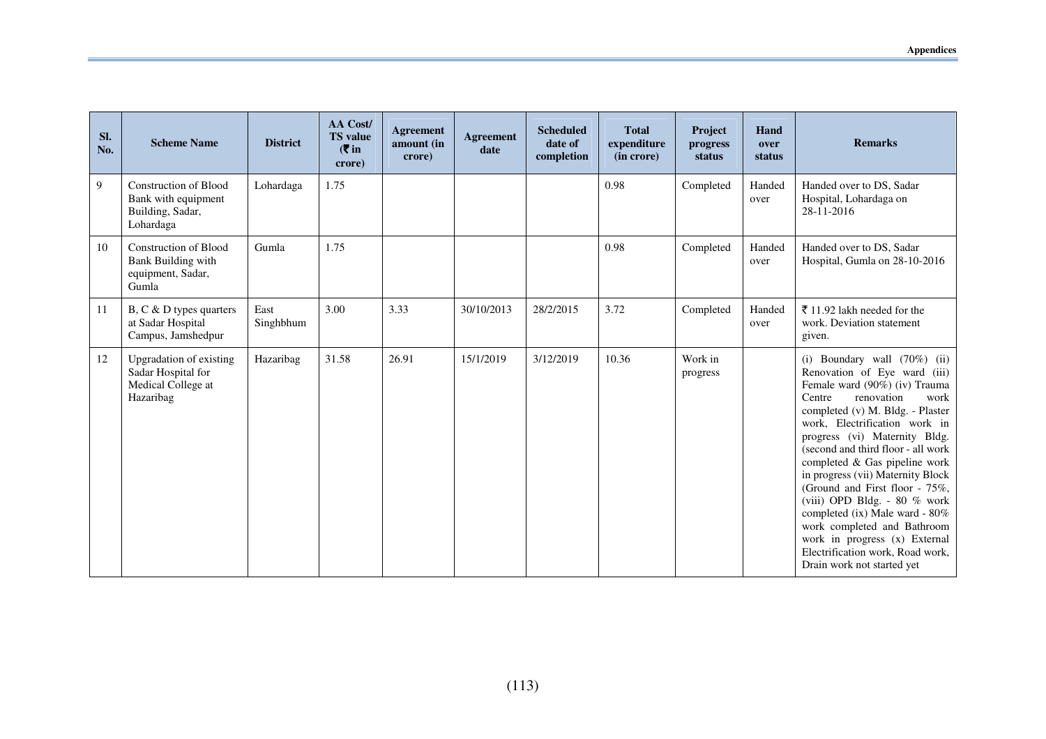| Sl. No. | Scheme Name | District | AA Cost/ TS value (₹ in crore) | Agreement amount (in crore) | Agreement date | Scheduled date of completion | Total expenditure (in crore) | Project progress status | Hand over status | Remarks |
|---|---|---|---|---|---|---|---|---|---|---|
| 9 | Construction of Blood Bank with equipment Building, Sadar, Lohardaga | Lohardaga | 1.75 | | | | 0.98 | Completed | Handed over | Handed over to DS, Sadar Hospital, Lohardaga on 28-11-2016 |
| 10 | Construction of Blood Bank Building with equipment, Sadar, Gumla | Gumla | 1.75 | | | | 0.98 | Completed | Handed over | Handed over to DS, Sadar Hospital, Gumla on 28-10-2016 |
| 11 | B, C & D types quarters at Sadar Hospital Campus, Jamshedpur | East Singhbhum | 3.00 | 3.33 | 30/10/2013 | 28/2/2015 | 3.72 | Completed | Handed over | ₹ 11.92 lakh needed for the work. Deviation statement given. |
| 12 | Upgradation of existing Sadar Hospital for Medical College at Hazaribag | Hazaribag | 31.58 | 26.91 | 15/1/2019 | 3/12/2019 | 10.36 | Work in progress | | (i) Boundary wall (70%) (ii) Renovation of Eye ward (iii) Female ward (90%) (iv) Trauma Centre renovation work completed (v) M. Bldg. - Plaster work, Electrification work in progress (vi) Maternity Bldg. (second and third floor - all work completed & Gas pipeline work in progress (vii) Maternity Block (Ground and First floor - 75%, (viii) OPD Bldg. - 80 % work completed (ix) Male ward - 80% work completed and Bathroom work in progress (x) External Electrification work, Road work, Drain work not started yet |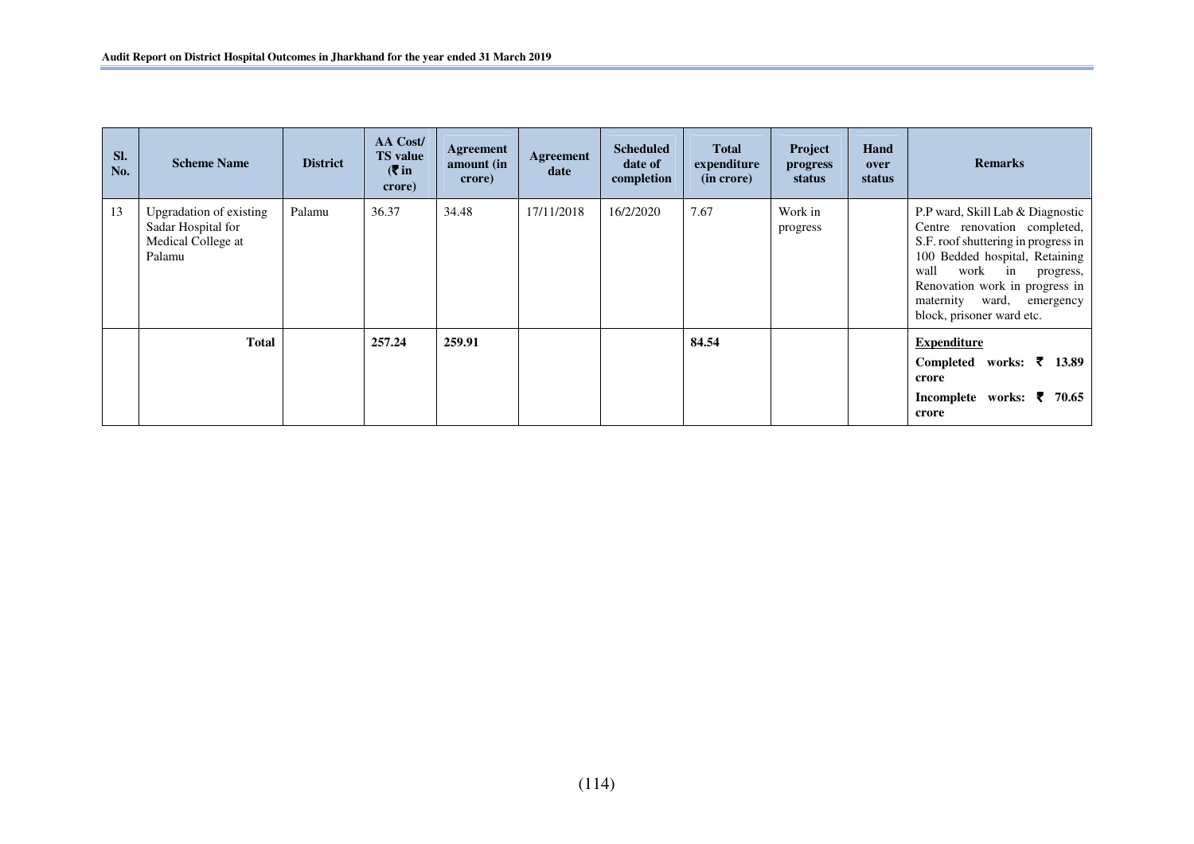| Sl. No. | Scheme Name | District | AA Cost/ TS value (₹ in crore) | Agreement amount (in crore) | Agreement date | Scheduled date of completion | Total expenditure (in crore) | Project progress status | Hand over status | Remarks |
|---|---|---|---|---|---|---|---|---|---|---|
| 13 | Upgradation of existing Sadar Hospital for Medical College at Palamu | Palamu | 36.37 | 34.48 | 17/11/2018 | 16/2/2020 | 7.67 | Work in progress | | P.P ward, Skill Lab & Diagnostic Centre renovation completed, S.F. roof shuttering in progress in 100 Bedded hospital, Retaining wall work in progress, Renovation work in progress in maternity ward, emergency block, prisoner ward etc. |
| | **Total** | | **257.24** | **259.91** | | | **84.54** | | | **Expenditure** **Completed works: ₹ 13.89 crore** **Incomplete works: ₹ 70.65 crore** |